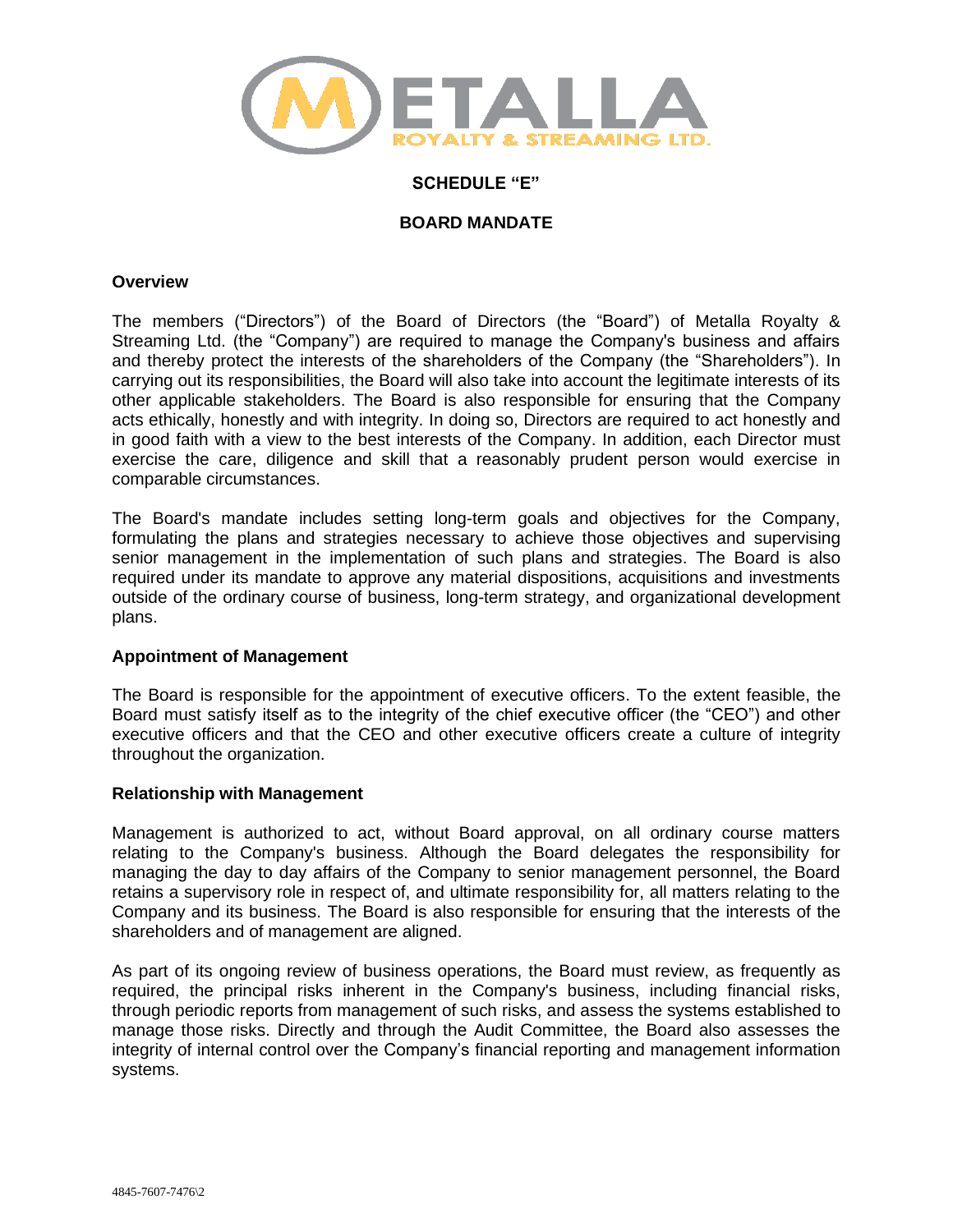# SCHEDULE "E"

# BOARD MANDATE

## Overview

The members ("Directors") of the Board of Directors (the "Board") of Metalla Royalty & Streaming Ltd. (the "Company") are required to manage the Company's business and affairs and thereby protect the interests of the shareholders of the Company (the "Shareholders"). In carrying out its responsibilities, the Board will also take into account the legitimate interests of its other applicable stakeholders. The Board is also responsible for ensuring that the Company acts ethically, honestly and with integrity. In doing so, Directors are required to act honestly and in good faith with a view to the best interests of the Company. In addition, each Director must exercise the care, diligence and skill that a reasonably prudent person would exercise in comparable circumstances.

The Board's mandate includes setting long-term goals and objectives for the Company, formulating the plans and strategies necessary to achieve those objectives and supervising senior management in the implementation of such plans and strategies. The Board is also required under its mandate to approve any material dispositions, acquisitions and investments outside of the ordinary course of business, long-term strategy, and organizational development plans.

## Appointment of Management

The Board is responsible for the appointment of executive officers. To the extent feasible, the Board must satisfy itself as to the integrity of the chief executive officer (the "CEO") and other executive officers and that the CEO and other executive officers create a culture of integrity throughout the organization.

## Relationship with Management

Management is authorized to act, without Board approval, on all ordinary course matters relating to the Company's business. Although the Board delegates the responsibility for managing the day to day affairs of the Company to senior management personnel, the Board retains a supervisory role in respect of, and ultimate responsibility for, all matters relating to the Company and its business. The Board is also responsible for ensuring that the interests of the shareholders and of management are aligned.

As part of its ongoing review of business operations, the Board must review, as frequently as required, the principal risks inherent in the Company's business, including financial risks, through periodic reports from management of such risks, and assess the systems established to manage those risks. Directly and through the Audit Committee, the Board also assesses the integrity of internal control over the Company's financial reporting and management information systems.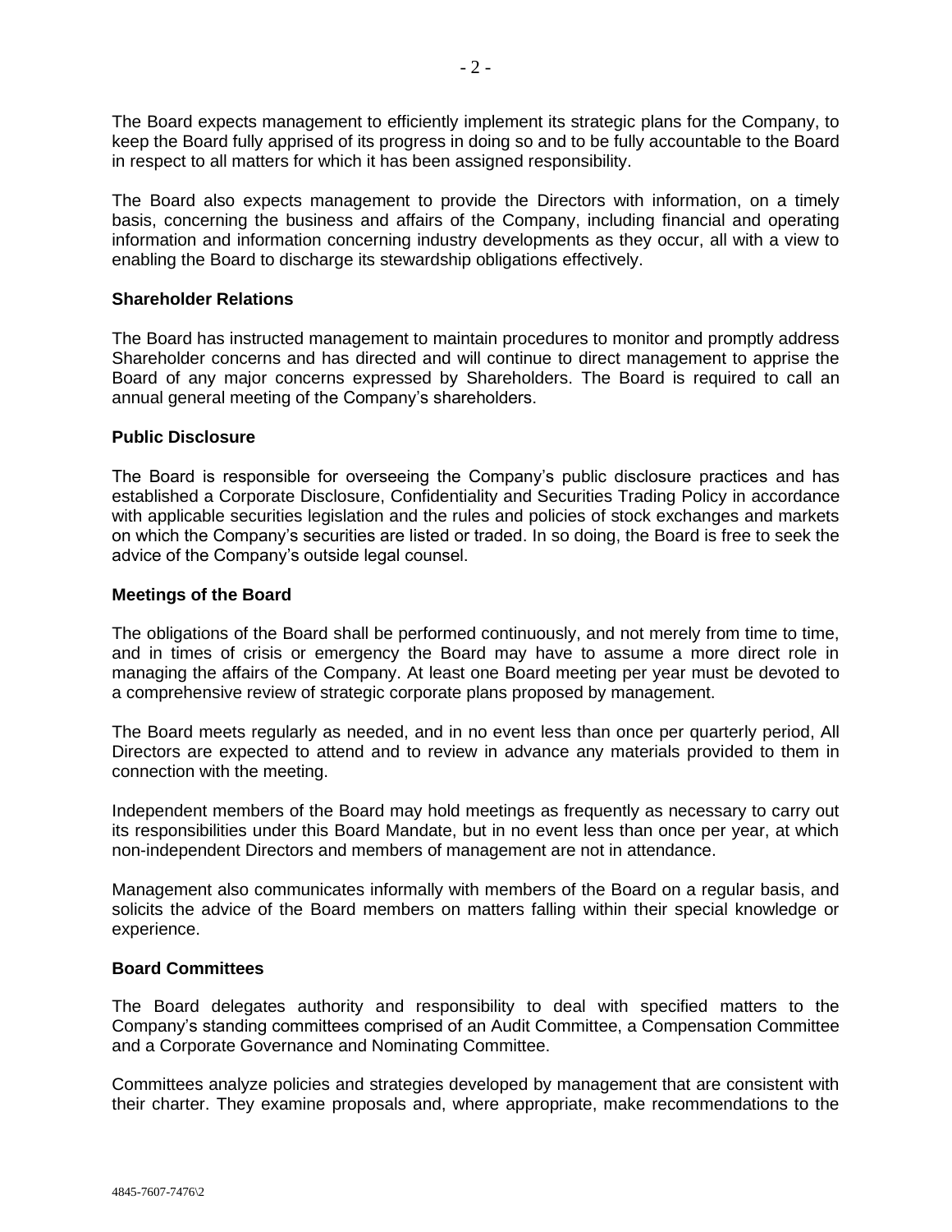The Board expects management to efficiently implement its strategic plans for the Company, to keep the Board fully apprised of its progress in doing so and to be fully accountable to the Board in respect to all matters for which it has been assigned responsibility.

The Board also expects management to provide the Directors with information, on a timely basis, concerning the business and affairs of the Company, including financial and operating information and information concerning industry developments as they occur, all with a view to enabling the Board to discharge its stewardship obligations effectively.

**Shareholder Relations**

The Board has instructed management to maintain procedures to monitor and promptly address Shareholder concerns and has directed and will continue to direct management to apprise the Board of any major concerns expressed by Shareholders. The Board is required to call an annual general meeting of the Company's shareholders.

**Public Disclosure**

The Board is responsible for overseeing the Company's public disclosure practices and has established a Corporate Disclosure, Confidentiality and Securities Trading Policy in accordance with applicable securities legislation and the rules and policies of stock exchanges and markets on which the Company's securities are listed or traded. In so doing, the Board is free to seek the advice of the Company's outside legal counsel.

**Meetings of the Board**

The obligations of the Board shall be performed continuously, and not merely from time to time, and in times of crisis or emergency the Board may have to assume a more direct role in managing the affairs of the Company. At least one Board meeting per year must be devoted to a comprehensive review of strategic corporate plans proposed by management.

The Board meets regularly as needed, and in no event less than once per quarterly period, All Directors are expected to attend and to review in advance any materials provided to them in connection with the meeting.

Independent members of the Board may hold meetings as frequently as necessary to carry out its responsibilities under this Board Mandate, but in no event less than once per year, at which non-independent Directors and members of management are not in attendance.

Management also communicates informally with members of the Board on a regular basis, and solicits the advice of the Board members on matters falling within their special knowledge or experience.

**Board Committees**

The Board delegates authority and responsibility to deal with specified matters to the Company's standing committees comprised of an Audit Committee, a Compensation Committee and a Corporate Governance and Nominating Committee.

Committees analyze policies and strategies developed by management that are consistent with their charter. They examine proposals and, where appropriate, make recommendations to the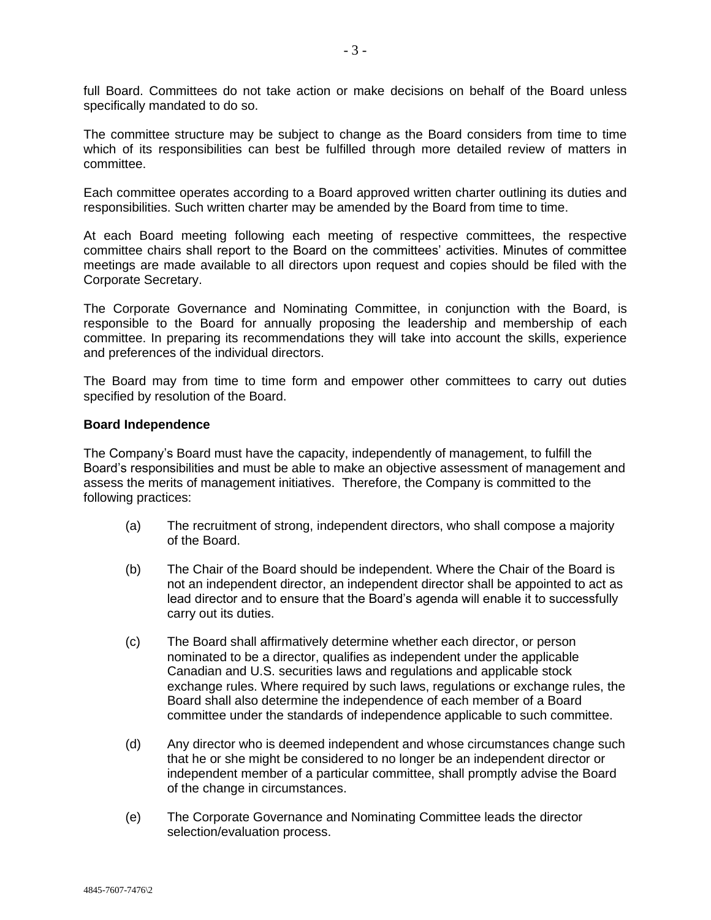full Board. Committees do not take action or make decisions on behalf of the Board unless specifically mandated to do so.

The committee structure may be subject to change as the Board considers from time to time which of its responsibilities can best be fulfilled through more detailed review of matters in committee.

Each committee operates according to a Board approved written charter outlining its duties and responsibilities. Such written charter may be amended by the Board from time to time.

At each Board meeting following each meeting of respective committees, the respective committee chairs shall report to the Board on the committees' activities. Minutes of committee meetings are made available to all directors upon request and copies should be filed with the Corporate Secretary.

The Corporate Governance and Nominating Committee, in conjunction with the Board, is responsible to the Board for annually proposing the leadership and membership of each committee. In preparing its recommendations they will take into account the skills, experience and preferences of the individual directors.

The Board may from time to time form and empower other committees to carry out duties specified by resolution of the Board.

**Board Independence**

The Company's Board must have the capacity, independently of management, to fulfill the Board's responsibilities and must be able to make an objective assessment of management and assess the merits of management initiatives. Therefore, the Company is committed to the following practices:

(a) The recruitment of strong, independent directors, who shall compose a majority of the Board.

(b) The Chair of the Board should be independent. Where the Chair of the Board is not an independent director, an independent director shall be appointed to act as lead director and to ensure that the Board's agenda will enable it to successfully carry out its duties.

(c) The Board shall affirmatively determine whether each director, or person nominated to be a director, qualifies as independent under the applicable Canadian and U.S. securities laws and regulations and applicable stock exchange rules. Where required by such laws, regulations or exchange rules, the Board shall also determine the independence of each member of a Board committee under the standards of independence applicable to such committee.

(d) Any director who is deemed independent and whose circumstances change such that he or she might be considered to no longer be an independent director or independent member of a particular committee, shall promptly advise the Board of the change in circumstances.

(e) The Corporate Governance and Nominating Committee leads the director selection/evaluation process.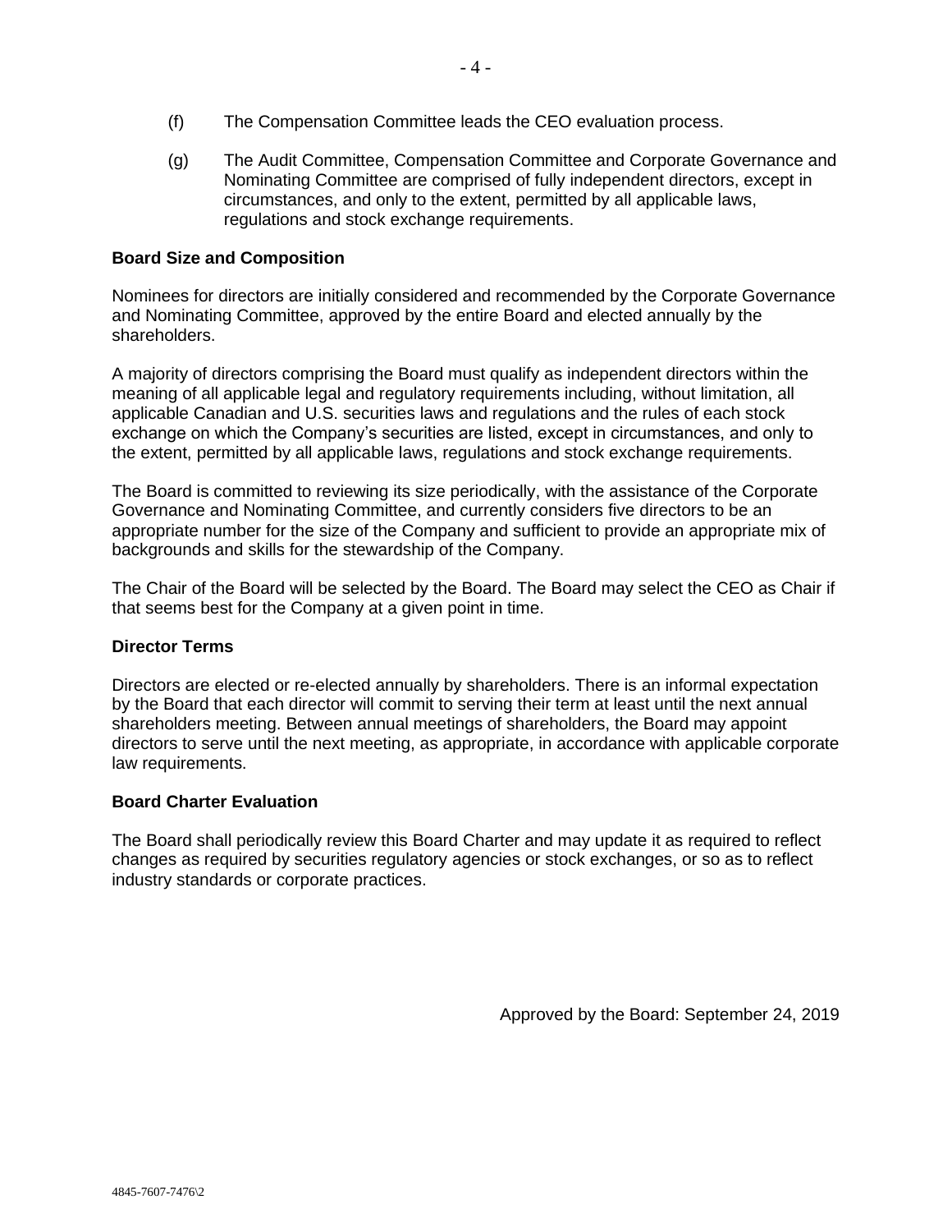(f) The Compensation Committee leads the CEO evaluation process.

(g) The Audit Committee, Compensation Committee and Corporate Governance and Nominating Committee are comprised of fully independent directors, except in circumstances, and only to the extent, permitted by all applicable laws, regulations and stock exchange requirements.

**Board Size and Composition**

Nominees for directors are initially considered and recommended by the Corporate Governance and Nominating Committee, approved by the entire Board and elected annually by the shareholders.

A majority of directors comprising the Board must qualify as independent directors within the meaning of all applicable legal and regulatory requirements including, without limitation, all applicable Canadian and U.S. securities laws and regulations and the rules of each stock exchange on which the Company's securities are listed, except in circumstances, and only to the extent, permitted by all applicable laws, regulations and stock exchange requirements.

The Board is committed to reviewing its size periodically, with the assistance of the Corporate Governance and Nominating Committee, and currently considers five directors to be an appropriate number for the size of the Company and sufficient to provide an appropriate mix of backgrounds and skills for the stewardship of the Company.

The Chair of the Board will be selected by the Board. The Board may select the CEO as Chair if that seems best for the Company at a given point in time.

**Director Terms**

Directors are elected or re-elected annually by shareholders. There is an informal expectation by the Board that each director will commit to serving their term at least until the next annual shareholders meeting. Between annual meetings of shareholders, the Board may appoint directors to serve until the next meeting, as appropriate, in accordance with applicable corporate law requirements.

**Board Charter Evaluation**

The Board shall periodically review this Board Charter and may update it as required to reflect changes as required by securities regulatory agencies or stock exchanges, or so as to reflect industry standards or corporate practices.

Approved by the Board: September 24, 2019

4845-7607-7476\2